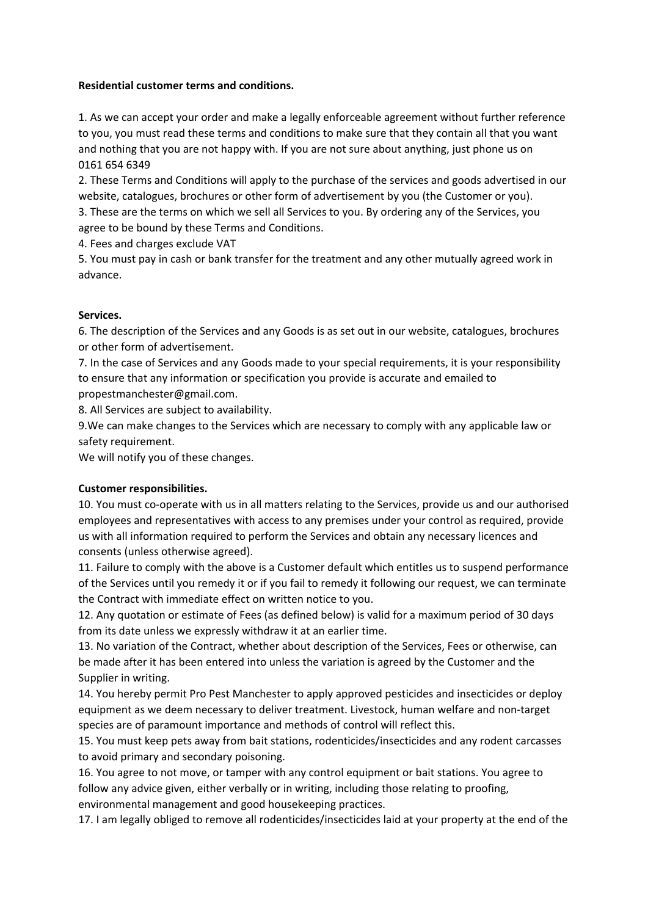**Residential customer terms and conditions.**

1. As we can accept your order and make a legally enforceable agreement without further reference to you, you must read these terms and conditions to make sure that they contain all that you want and nothing that you are not happy with. If you are not sure about anything, just phone us on 0161 654 6349
2. These Terms and Conditions will apply to the purchase of the services and goods advertised in our website, catalogues, brochures or other form of advertisement by you (the Customer or you).
3. These are the terms on which we sell all Services to you. By ordering any of the Services, you agree to be bound by these Terms and Conditions.
4. Fees and charges exclude VAT
5. You must pay in cash or bank transfer for the treatment and any other mutually agreed work in advance.

**Services.**

6. The description of the Services and any Goods is as set out in our website, catalogues, brochures or other form of advertisement.
7. In the case of Services and any Goods made to your special requirements, it is your responsibility to ensure that any information or specification you provide is accurate and emailed to propestmanchester@gmail.com.
8. All Services are subject to availability.
9.We can make changes to the Services which are necessary to comply with any applicable law or safety requirement.
We will notify you of these changes.

**Customer responsibilities.**

10. You must co-operate with us in all matters relating to the Services, provide us and our authorised employees and representatives with access to any premises under your control as required, provide us with all information required to perform the Services and obtain any necessary licences and consents (unless otherwise agreed).
11. Failure to comply with the above is a Customer default which entitles us to suspend performance of the Services until you remedy it or if you fail to remedy it following our request, we can terminate the Contract with immediate effect on written notice to you.
12. Any quotation or estimate of Fees (as defined below) is valid for a maximum period of 30 days from its date unless we expressly withdraw it at an earlier time.
13. No variation of the Contract, whether about description of the Services, Fees or otherwise, can be made after it has been entered into unless the variation is agreed by the Customer and the Supplier in writing.
14. You hereby permit Pro Pest Manchester to apply approved pesticides and insecticides or deploy equipment as we deem necessary to deliver treatment. Livestock, human welfare and non-target species are of paramount importance and methods of control will reflect this.
15. You must keep pets away from bait stations, rodenticides/insecticides and any rodent carcasses to avoid primary and secondary poisoning.
16. You agree to not move, or tamper with any control equipment or bait stations. You agree to follow any advice given, either verbally or in writing, including those relating to proofing, environmental management and good housekeeping practices.
17. I am legally obliged to remove all rodenticides/insecticides laid at your property at the end of the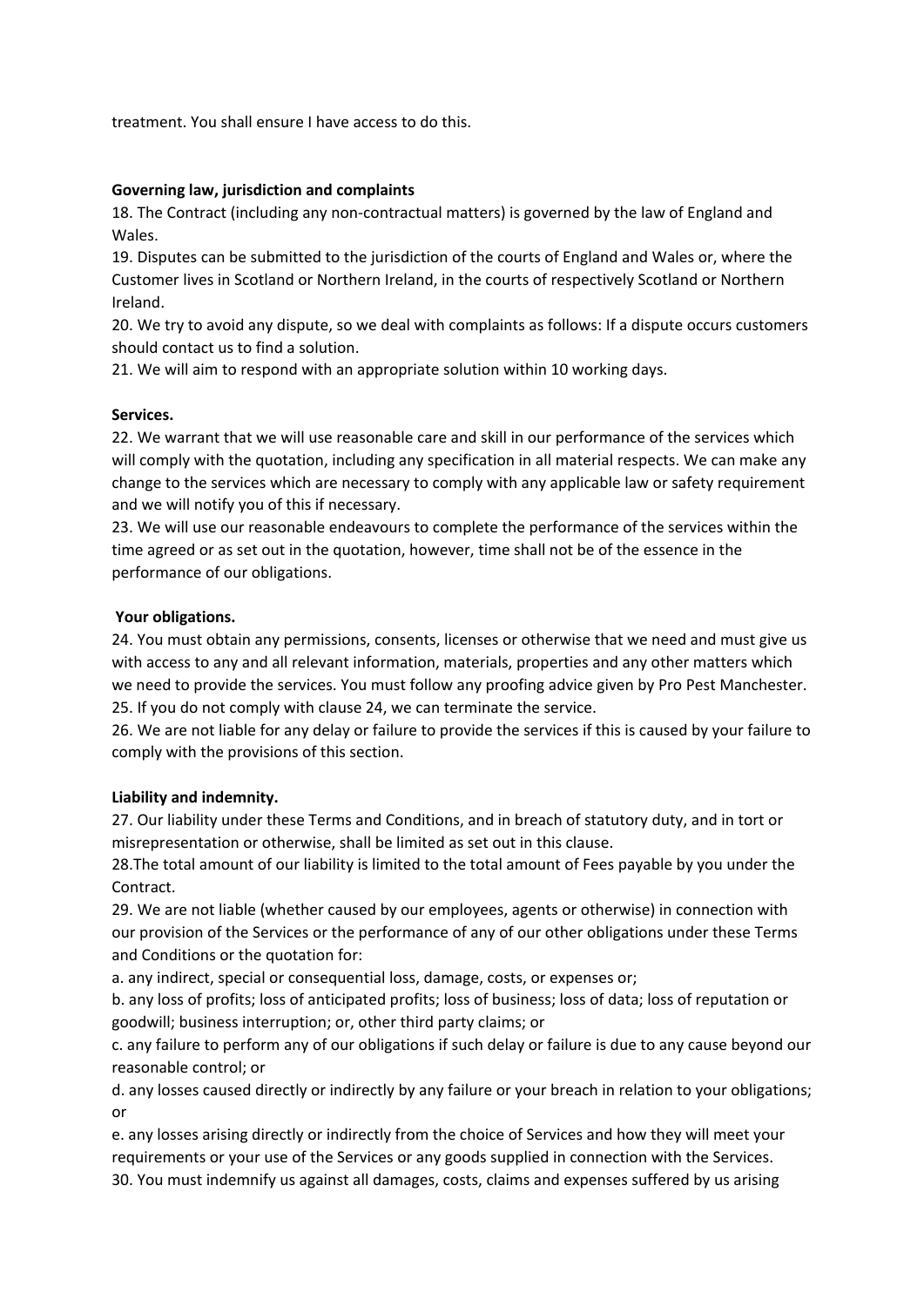treatment. You shall ensure I have access to do this.

**Governing law, jurisdiction and complaints**

18. The Contract (including any non-contractual matters) is governed by the law of England and Wales.
19. Disputes can be submitted to the jurisdiction of the courts of England and Wales or, where the Customer lives in Scotland or Northern Ireland, in the courts of respectively Scotland or Northern Ireland.
20. We try to avoid any dispute, so we deal with complaints as follows: If a dispute occurs customers should contact us to find a solution.
21. We will aim to respond with an appropriate solution within 10 working days.

**Services.**

22. We warrant that we will use reasonable care and skill in our performance of the services which will comply with the quotation, including any specification in all material respects. We can make any change to the services which are necessary to comply with any applicable law or safety requirement and we will notify you of this if necessary.
23. We will use our reasonable endeavours to complete the performance of the services within the time agreed or as set out in the quotation, however, time shall not be of the essence in the performance of our obligations.

**Your obligations.**

24. You must obtain any permissions, consents, licenses or otherwise that we need and must give us with access to any and all relevant information, materials, properties and any other matters which we need to provide the services. You must follow any proofing advice given by Pro Pest Manchester.
25. If you do not comply with clause 24, we can terminate the service.
26. We are not liable for any delay or failure to provide the services if this is caused by your failure to comply with the provisions of this section.

**Liability and indemnity.**

27. Our liability under these Terms and Conditions, and in breach of statutory duty, and in tort or misrepresentation or otherwise, shall be limited as set out in this clause.
28.The total amount of our liability is limited to the total amount of Fees payable by you under the Contract.
29. We are not liable (whether caused by our employees, agents or otherwise) in connection with our provision of the Services or the performance of any of our other obligations under these Terms and Conditions or the quotation for:

a. any indirect, special or consequential loss, damage, costs, or expenses or;

b. any loss of profits; loss of anticipated profits; loss of business; loss of data; loss of reputation or goodwill; business interruption; or, other third party claims; or

c. any failure to perform any of our obligations if such delay or failure is due to any cause beyond our reasonable control; or

d. any losses caused directly or indirectly by any failure or your breach in relation to your obligations; or

e. any losses arising directly or indirectly from the choice of Services and how they will meet your requirements or your use of the Services or any goods supplied in connection with the Services.

30. You must indemnify us against all damages, costs, claims and expenses suffered by us arising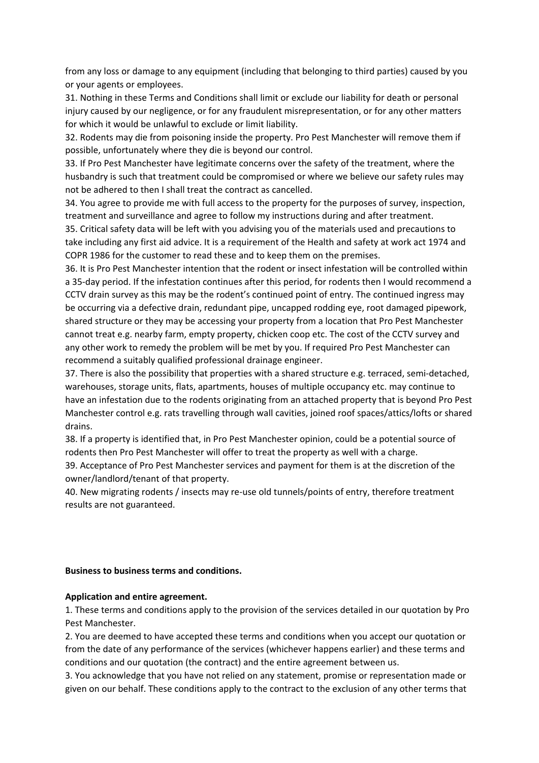from any loss or damage to any equipment (including that belonging to third parties) caused by you or your agents or employees.

31. Nothing in these Terms and Conditions shall limit or exclude our liability for death or personal injury caused by our negligence, or for any fraudulent misrepresentation, or for any other matters for which it would be unlawful to exclude or limit liability.

32. Rodents may die from poisoning inside the property. Pro Pest Manchester will remove them if possible, unfortunately where they die is beyond our control.

33. If Pro Pest Manchester have legitimate concerns over the safety of the treatment, where the husbandry is such that treatment could be compromised or where we believe our safety rules may not be adhered to then I shall treat the contract as cancelled.

34. You agree to provide me with full access to the property for the purposes of survey, inspection, treatment and surveillance and agree to follow my instructions during and after treatment.

35. Critical safety data will be left with you advising you of the materials used and precautions to take including any first aid advice. It is a requirement of the Health and safety at work act 1974 and COPR 1986 for the customer to read these and to keep them on the premises.

36. It is Pro Pest Manchester intention that the rodent or insect infestation will be controlled within a 35-day period. If the infestation continues after this period, for rodents then I would recommend a CCTV drain survey as this may be the rodent's continued point of entry. The continued ingress may be occurring via a defective drain, redundant pipe, uncapped rodding eye, root damaged pipework, shared structure or they may be accessing your property from a location that Pro Pest Manchester cannot treat e.g. nearby farm, empty property, chicken coop etc. The cost of the CCTV survey and any other work to remedy the problem will be met by you. If required Pro Pest Manchester can recommend a suitably qualified professional drainage engineer.

37. There is also the possibility that properties with a shared structure e.g. terraced, semi-detached, warehouses, storage units, flats, apartments, houses of multiple occupancy etc. may continue to have an infestation due to the rodents originating from an attached property that is beyond Pro Pest Manchester control e.g. rats travelling through wall cavities, joined roof spaces/attics/lofts or shared drains.

38. If a property is identified that, in Pro Pest Manchester opinion, could be a potential source of rodents then Pro Pest Manchester will offer to treat the property as well with a charge.

39. Acceptance of Pro Pest Manchester services and payment for them is at the discretion of the owner/landlord/tenant of that property.

40. New migrating rodents / insects may re-use old tunnels/points of entry, therefore treatment results are not guaranteed.

**Business to business terms and conditions.**

**Application and entire agreement.**

1. These terms and conditions apply to the provision of the services detailed in our quotation by Pro Pest Manchester.

2. You are deemed to have accepted these terms and conditions when you accept our quotation or from the date of any performance of the services (whichever happens earlier) and these terms and conditions and our quotation (the contract) and the entire agreement between us.

3. You acknowledge that you have not relied on any statement, promise or representation made or given on our behalf. These conditions apply to the contract to the exclusion of any other terms that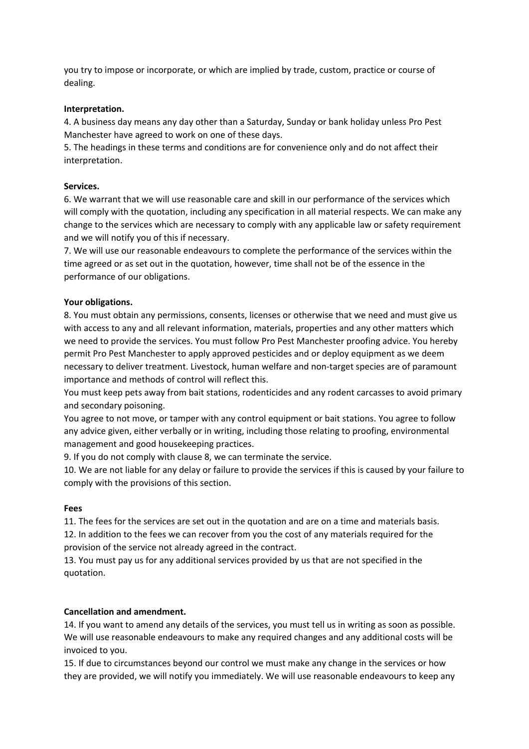you try to impose or incorporate, or which are implied by trade, custom, practice or course of dealing.

**Interpretation.**

4. A business day means any day other than a Saturday, Sunday or bank holiday unless Pro Pest Manchester have agreed to work on one of these days.
5. The headings in these terms and conditions are for convenience only and do not affect their interpretation.

**Services.**

6. We warrant that we will use reasonable care and skill in our performance of the services which will comply with the quotation, including any specification in all material respects. We can make any change to the services which are necessary to comply with any applicable law or safety requirement and we will notify you of this if necessary.
7. We will use our reasonable endeavours to complete the performance of the services within the time agreed or as set out in the quotation, however, time shall not be of the essence in the performance of our obligations.

**Your obligations.**

8. You must obtain any permissions, consents, licenses or otherwise that we need and must give us with access to any and all relevant information, materials, properties and any other matters which we need to provide the services. You must follow Pro Pest Manchester proofing advice. You hereby permit Pro Pest Manchester to apply approved pesticides and or deploy equipment as we deem necessary to deliver treatment. Livestock, human welfare and non-target species are of paramount importance and methods of control will reflect this.
You must keep pets away from bait stations, rodenticides and any rodent carcasses to avoid primary and secondary poisoning.
You agree to not move, or tamper with any control equipment or bait stations. You agree to follow any advice given, either verbally or in writing, including those relating to proofing, environmental management and good housekeeping practices.
9. If you do not comply with clause 8, we can terminate the service.
10. We are not liable for any delay or failure to provide the services if this is caused by your failure to comply with the provisions of this section.

**Fees**

11. The fees for the services are set out in the quotation and are on a time and materials basis.
12. In addition to the fees we can recover from you the cost of any materials required for the provision of the service not already agreed in the contract.
13. You must pay us for any additional services provided by us that are not specified in the quotation.

**Cancellation and amendment.**

14. If you want to amend any details of the services, you must tell us in writing as soon as possible. We will use reasonable endeavours to make any required changes and any additional costs will be invoiced to you.
15. If due to circumstances beyond our control we must make any change in the services or how they are provided, we will notify you immediately. We will use reasonable endeavours to keep any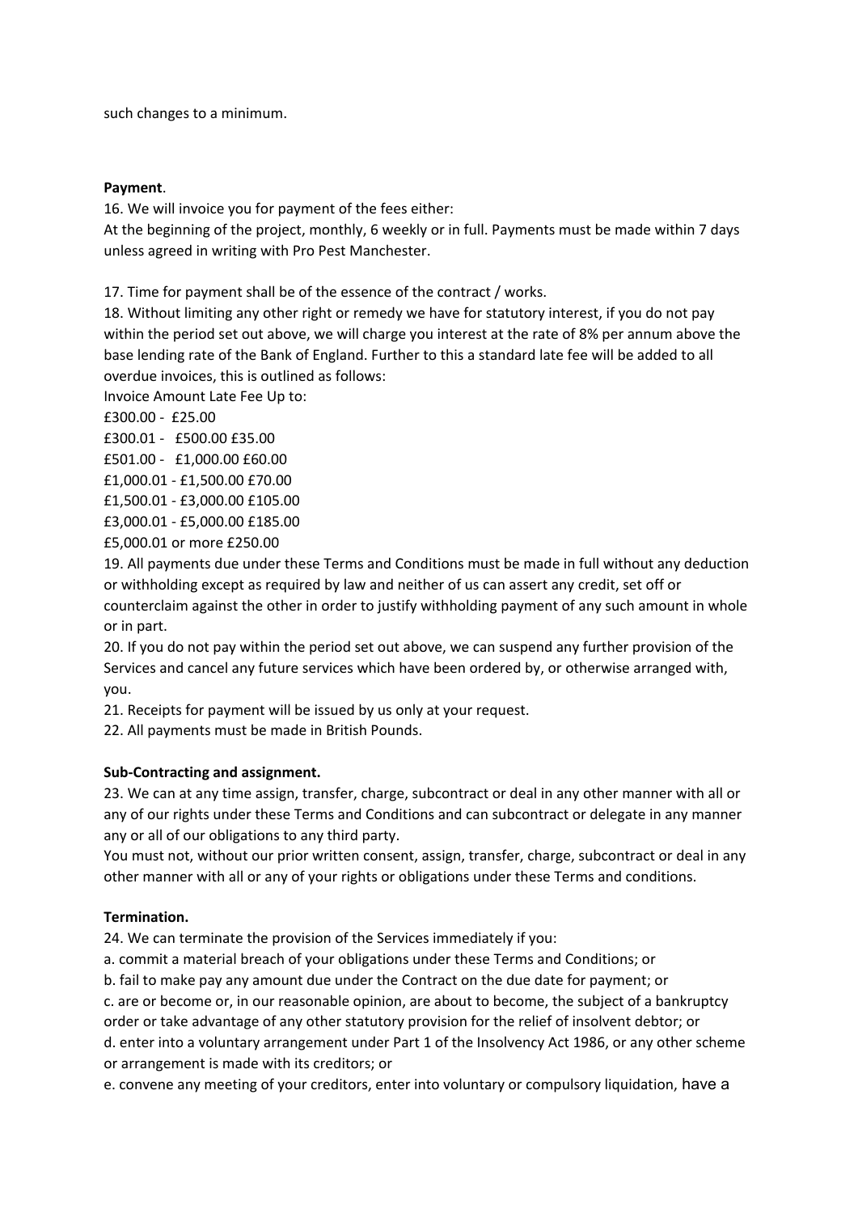such changes to a minimum.

**Payment**.

16. We will invoice you for payment of the fees either:
At the beginning of the project, monthly, 6 weekly or in full. Payments must be made within 7 days unless agreed in writing with Pro Pest Manchester.

17. Time for payment shall be of the essence of the contract / works.

18. Without limiting any other right or remedy we have for statutory interest, if you do not pay within the period set out above, we will charge you interest at the rate of 8% per annum above the base lending rate of the Bank of England. Further to this a standard late fee will be added to all overdue invoices, this is outlined as follows:
Invoice Amount Late Fee Up to:
£300.00 - £25.00
£300.01 - £500.00 £35.00
£501.00 - £1,000.00 £60.00
£1,000.01 - £1,500.00 £70.00
£1,500.01 - £3,000.00 £105.00
£3,000.01 - £5,000.00 £185.00
£5,000.01 or more £250.00

19. All payments due under these Terms and Conditions must be made in full without any deduction or withholding except as required by law and neither of us can assert any credit, set off or counterclaim against the other in order to justify withholding payment of any such amount in whole or in part.

20. If you do not pay within the period set out above, we can suspend any further provision of the Services and cancel any future services which have been ordered by, or otherwise arranged with, you.

21. Receipts for payment will be issued by us only at your request.

22. All payments must be made in British Pounds.

**Sub-Contracting and assignment.**

23. We can at any time assign, transfer, charge, subcontract or deal in any other manner with all or any of our rights under these Terms and Conditions and can subcontract or delegate in any manner any or all of our obligations to any third party.
You must not, without our prior written consent, assign, transfer, charge, subcontract or deal in any other manner with all or any of your rights or obligations under these Terms and conditions.

**Termination.**

24. We can terminate the provision of the Services immediately if you:
a. commit a material breach of your obligations under these Terms and Conditions; or
b. fail to make pay any amount due under the Contract on the due date for payment; or
c. are or become or, in our reasonable opinion, are about to become, the subject of a bankruptcy order or take advantage of any other statutory provision for the relief of insolvent debtor; or
d. enter into a voluntary arrangement under Part 1 of the Insolvency Act 1986, or any other scheme or arrangement is made with its creditors; or
e. convene any meeting of your creditors, enter into voluntary or compulsory liquidation, have a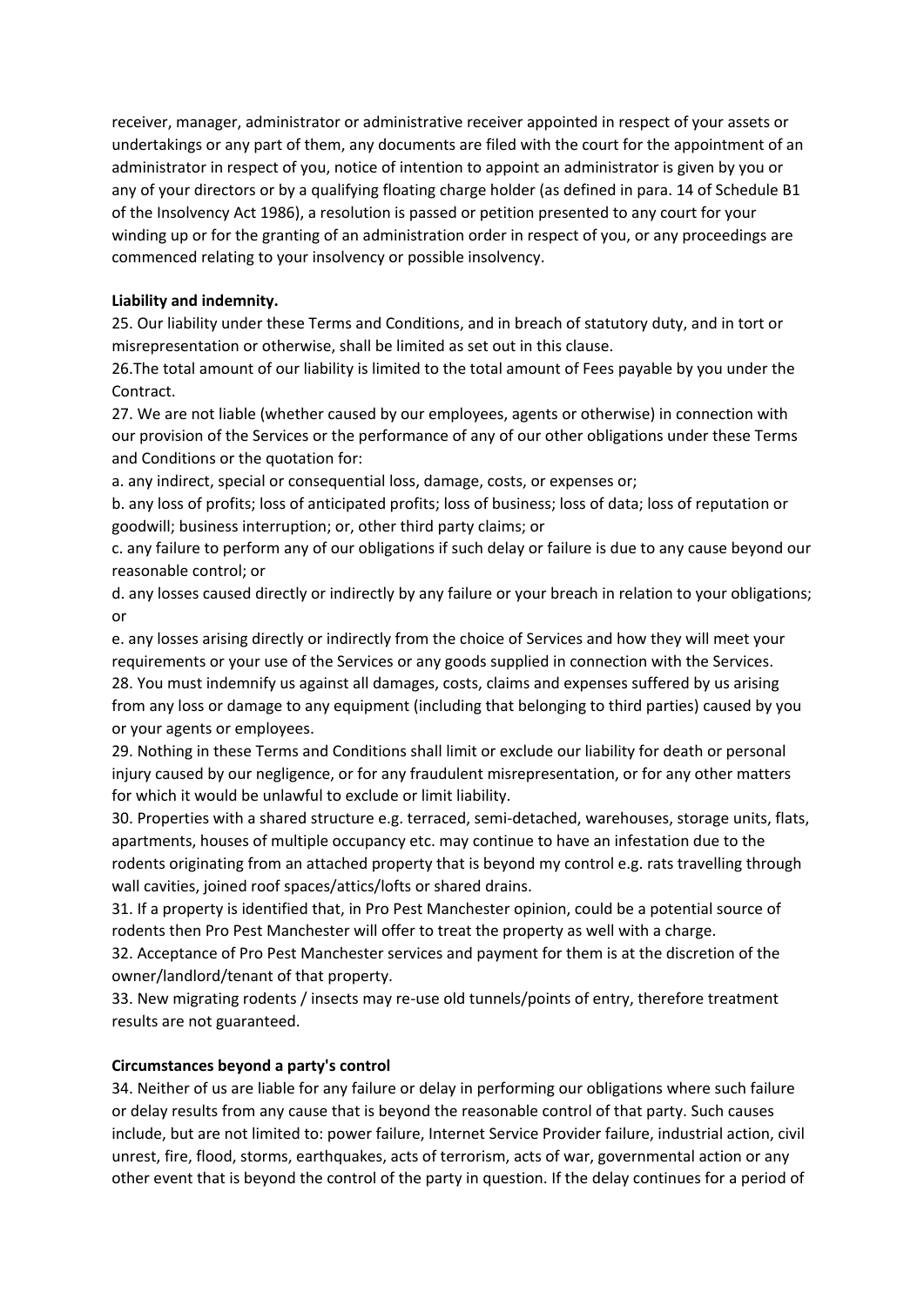receiver, manager, administrator or administrative receiver appointed in respect of your assets or undertakings or any part of them, any documents are filed with the court for the appointment of an administrator in respect of you, notice of intention to appoint an administrator is given by you or any of your directors or by a qualifying floating charge holder (as defined in para. 14 of Schedule B1 of the Insolvency Act 1986), a resolution is passed or petition presented to any court for your winding up or for the granting of an administration order in respect of you, or any proceedings are commenced relating to your insolvency or possible insolvency.

**Liability and indemnity.**

25. Our liability under these Terms and Conditions, and in breach of statutory duty, and in tort or misrepresentation or otherwise, shall be limited as set out in this clause.

26.The total amount of our liability is limited to the total amount of Fees payable by you under the Contract.

27. We are not liable (whether caused by our employees, agents or otherwise) in connection with our provision of the Services or the performance of any of our other obligations under these Terms and Conditions or the quotation for:

a. any indirect, special or consequential loss, damage, costs, or expenses or;

b. any loss of profits; loss of anticipated profits; loss of business; loss of data; loss of reputation or goodwill; business interruption; or, other third party claims; or

c. any failure to perform any of our obligations if such delay or failure is due to any cause beyond our reasonable control; or

d. any losses caused directly or indirectly by any failure or your breach in relation to your obligations; or

e. any losses arising directly or indirectly from the choice of Services and how they will meet your requirements or your use of the Services or any goods supplied in connection with the Services.

28. You must indemnify us against all damages, costs, claims and expenses suffered by us arising from any loss or damage to any equipment (including that belonging to third parties) caused by you or your agents or employees.

29. Nothing in these Terms and Conditions shall limit or exclude our liability for death or personal injury caused by our negligence, or for any fraudulent misrepresentation, or for any other matters for which it would be unlawful to exclude or limit liability.

30. Properties with a shared structure e.g. terraced, semi-detached, warehouses, storage units, flats, apartments, houses of multiple occupancy etc. may continue to have an infestation due to the rodents originating from an attached property that is beyond my control e.g. rats travelling through wall cavities, joined roof spaces/attics/lofts or shared drains.

31. If a property is identified that, in Pro Pest Manchester opinion, could be a potential source of rodents then Pro Pest Manchester will offer to treat the property as well with a charge.

32. Acceptance of Pro Pest Manchester services and payment for them is at the discretion of the owner/landlord/tenant of that property.

33. New migrating rodents / insects may re-use old tunnels/points of entry, therefore treatment results are not guaranteed.

**Circumstances beyond a party's control**

34. Neither of us are liable for any failure or delay in performing our obligations where such failure or delay results from any cause that is beyond the reasonable control of that party. Such causes include, but are not limited to: power failure, Internet Service Provider failure, industrial action, civil unrest, fire, flood, storms, earthquakes, acts of terrorism, acts of war, governmental action or any other event that is beyond the control of the party in question. If the delay continues for a period of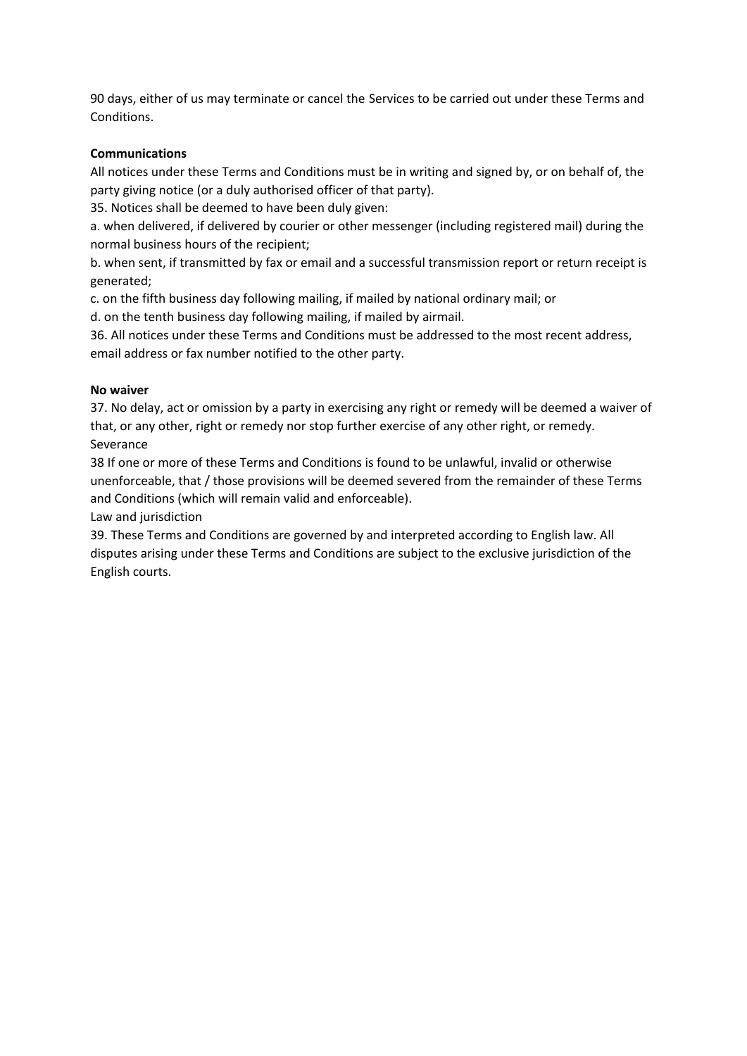90 days, either of us may terminate or cancel the Services to be carried out under these Terms and Conditions.

**Communications**

All notices under these Terms and Conditions must be in writing and signed by, or on behalf of, the party giving notice (or a duly authorised officer of that party).

35. Notices shall be deemed to have been duly given:

a. when delivered, if delivered by courier or other messenger (including registered mail) during the normal business hours of the recipient;

b. when sent, if transmitted by fax or email and a successful transmission report or return receipt is generated;

c. on the fifth business day following mailing, if mailed by national ordinary mail; or

d. on the tenth business day following mailing, if mailed by airmail.

36. All notices under these Terms and Conditions must be addressed to the most recent address, email address or fax number notified to the other party.

**No waiver**

37. No delay, act or omission by a party in exercising any right or remedy will be deemed a waiver of that, or any other, right or remedy nor stop further exercise of any other right, or remedy.

Severance

38 If one or more of these Terms and Conditions is found to be unlawful, invalid or otherwise unenforceable, that / those provisions will be deemed severed from the remainder of these Terms and Conditions (which will remain valid and enforceable).

Law and jurisdiction

39. These Terms and Conditions are governed by and interpreted according to English law. All disputes arising under these Terms and Conditions are subject to the exclusive jurisdiction of the English courts.